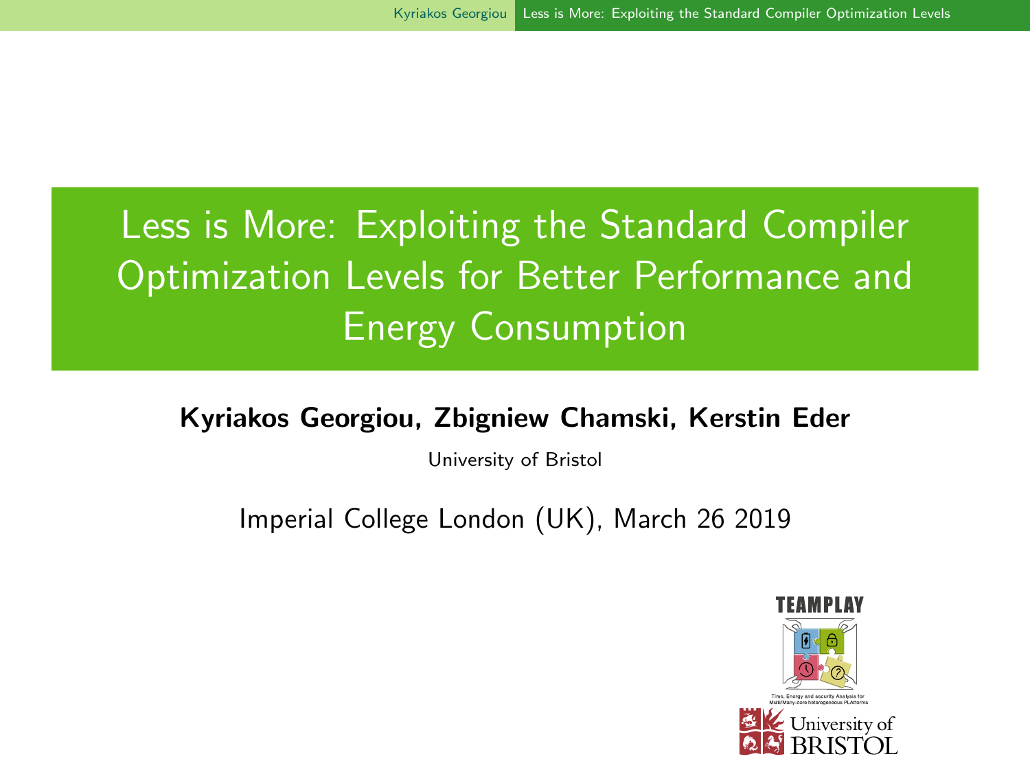# Less is More: Exploiting the Standard Compiler Optimization Levels for Better Performance and Energy Consumption

**Kyriakos Georgiou, Zbigniew Chamski, Kerstin Eder**

University of Bristol

Imperial College London (UK), March 26 2019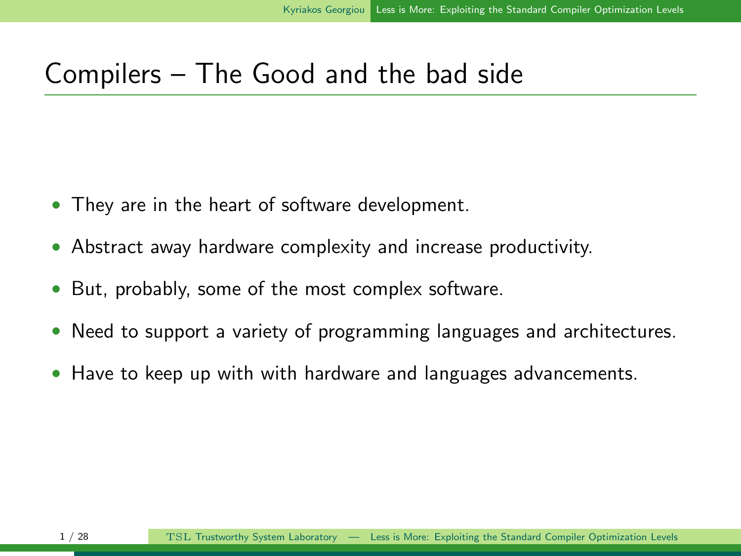# Compilers – The Good and the bad side

- They are in the heart of software development.
- Abstract away hardware complexity and increase productivity.
- But, probably, some of the most complex software.
- Need to support a variety of programming languages and architectures.
- Have to keep up with with hardware and languages advancements.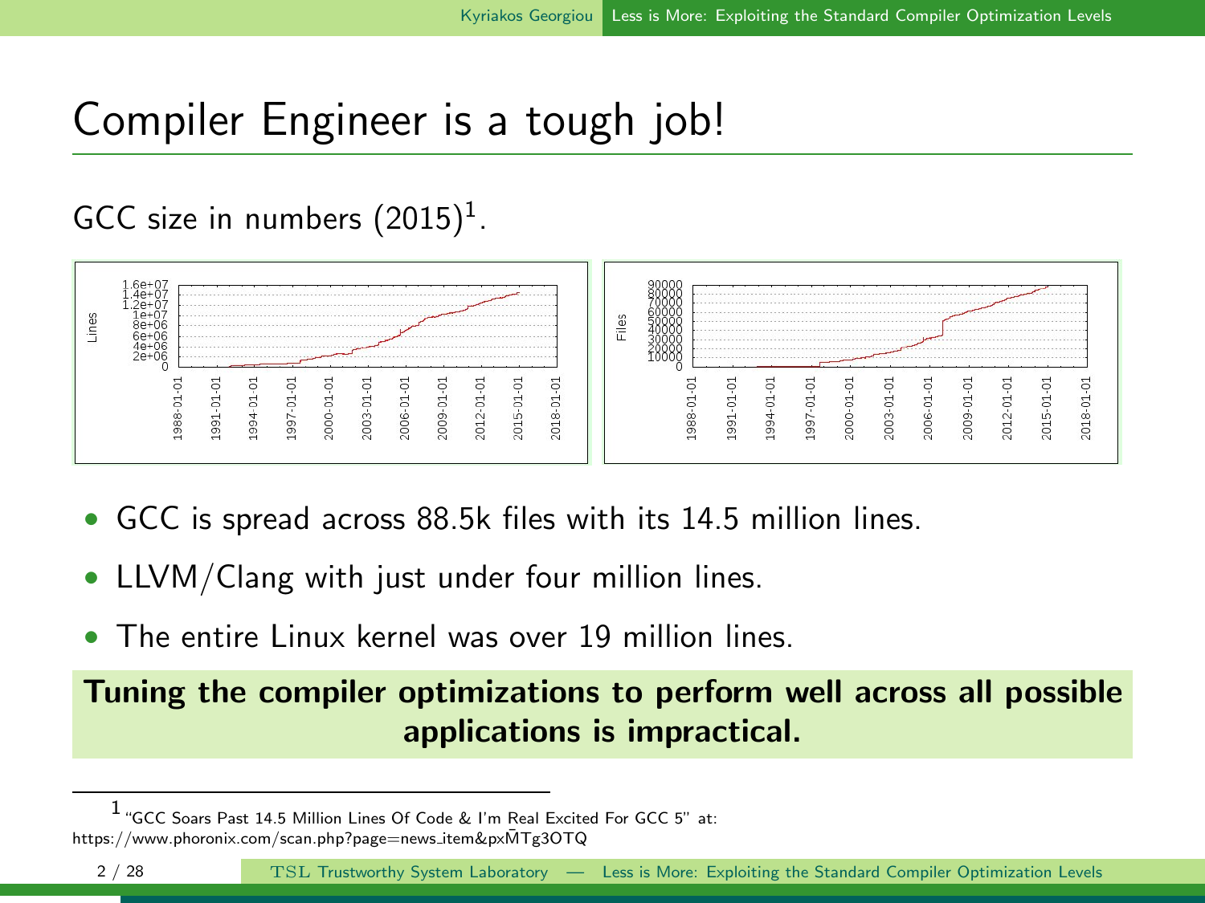# Compiler Engineer is a tough job!

GCC size in numbers (2015)[1].

- GCC is spread across 88.5k files with its 14.5 million lines.
- LLVM/Clang with just under four million lines.
- The entire Linux kernel was over 19 million lines.

**Tuning the compiler optimizations to perform well across all possible applications is impractical.**

[1] "GCC Soars Past 14.5 Million Lines Of Code & I'm Real Excited For GCC 5" at: https://www.phoronix.com/scan.php?page=news_item&px=MTg3OTQ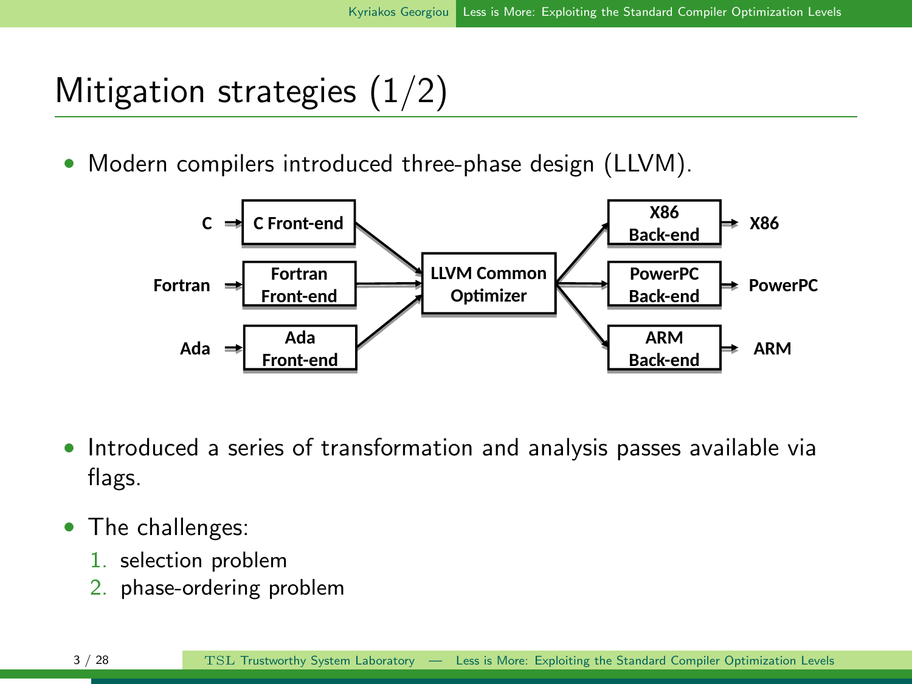# Mitigation strategies (1/2)

- Modern compilers introduced three-phase design (LLVM).

C → C Front-end → LLVM Common Optimizer → X86 Back-end → X86

Fortran → Fortran Front-end → LLVM Common Optimizer → PowerPC Back-end → PowerPC

Ada → Ada Front-end → LLVM Common Optimizer → ARM Back-end → ARM

- Introduced a series of transformation and analysis passes available via flags.
- The challenges:
  1. selection problem
  2. phase-ordering problem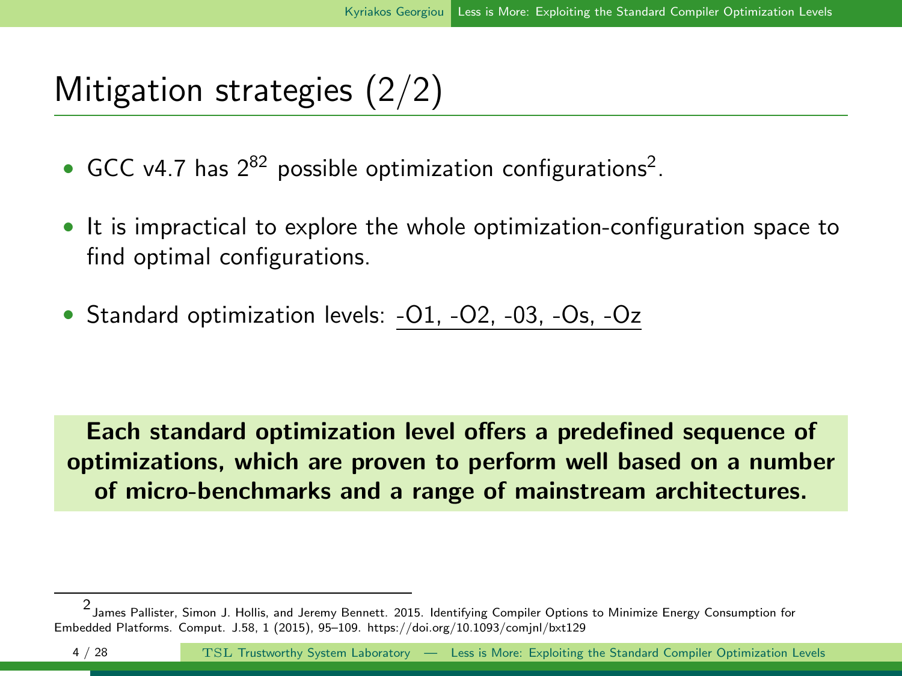# Mitigation strategies (2/2)

- GCC v4.7 has $2^{82}$ possible optimization configurations[2].
- It is impractical to explore the whole optimization-configuration space to find optimal configurations.
- Standard optimization levels: -O1, -O2, -03, -Os, -Oz

**Each standard optimization level offers a predefined sequence of optimizations, which are proven to perform well based on a number of micro-benchmarks and a range of mainstream architectures.**

[2] James Pallister, Simon J. Hollis, and Jeremy Bennett. 2015. Identifying Compiler Options to Minimize Energy Consumption for Embedded Platforms. Comput. J.58, 1 (2015), 95–109. https://doi.org/10.1093/comjnl/bxt129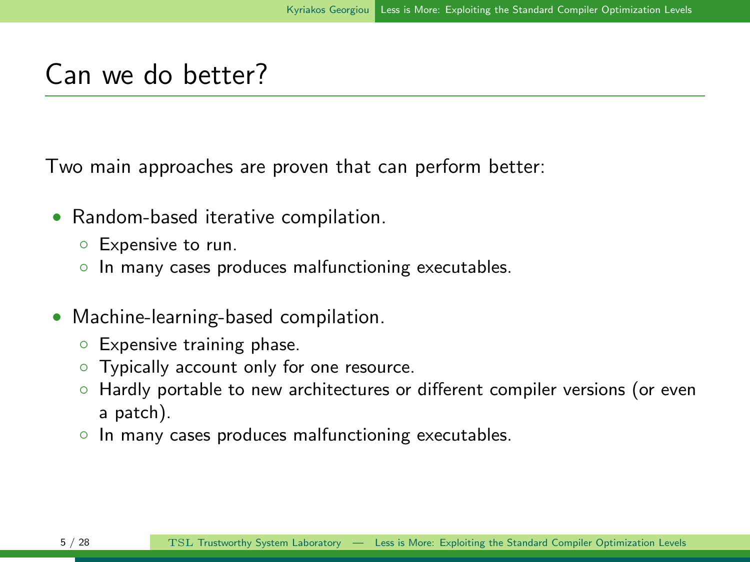# Can we do better?

Two main approaches are proven that can perform better:

- Random-based iterative compilation.
  - Expensive to run.
  - In many cases produces malfunctioning executables.
- Machine-learning-based compilation.
  - Expensive training phase.
  - Typically account only for one resource.
  - Hardly portable to new architectures or different compiler versions (or even a patch).
  - In many cases produces malfunctioning executables.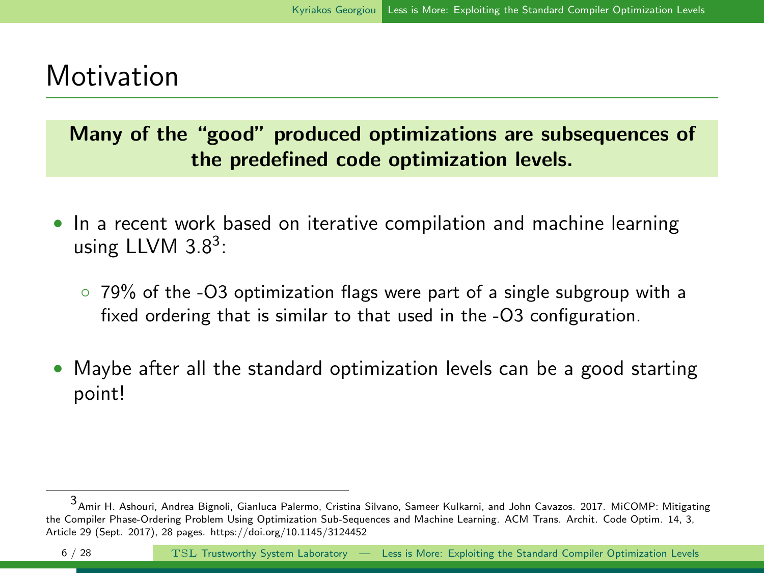# Motivation

**Many of the "good" produced optimizations are subsequences of the predefined code optimization levels.**

- In a recent work based on iterative compilation and machine learning using LLVM 3.8[3]:
  - 79% of the -O3 optimization flags were part of a single subgroup with a fixed ordering that is similar to that used in the -O3 configuration.
- Maybe after all the standard optimization levels can be a good starting point!

[3] Amir H. Ashouri, Andrea Bignoli, Gianluca Palermo, Cristina Silvano, Sameer Kulkarni, and John Cavazos. 2017. MiCOMP: Mitigating the Compiler Phase-Ordering Problem Using Optimization Sub-Sequences and Machine Learning. ACM Trans. Archit. Code Optim. 14, 3, Article 29 (Sept. 2017), 28 pages. https://doi.org/10.1145/3124452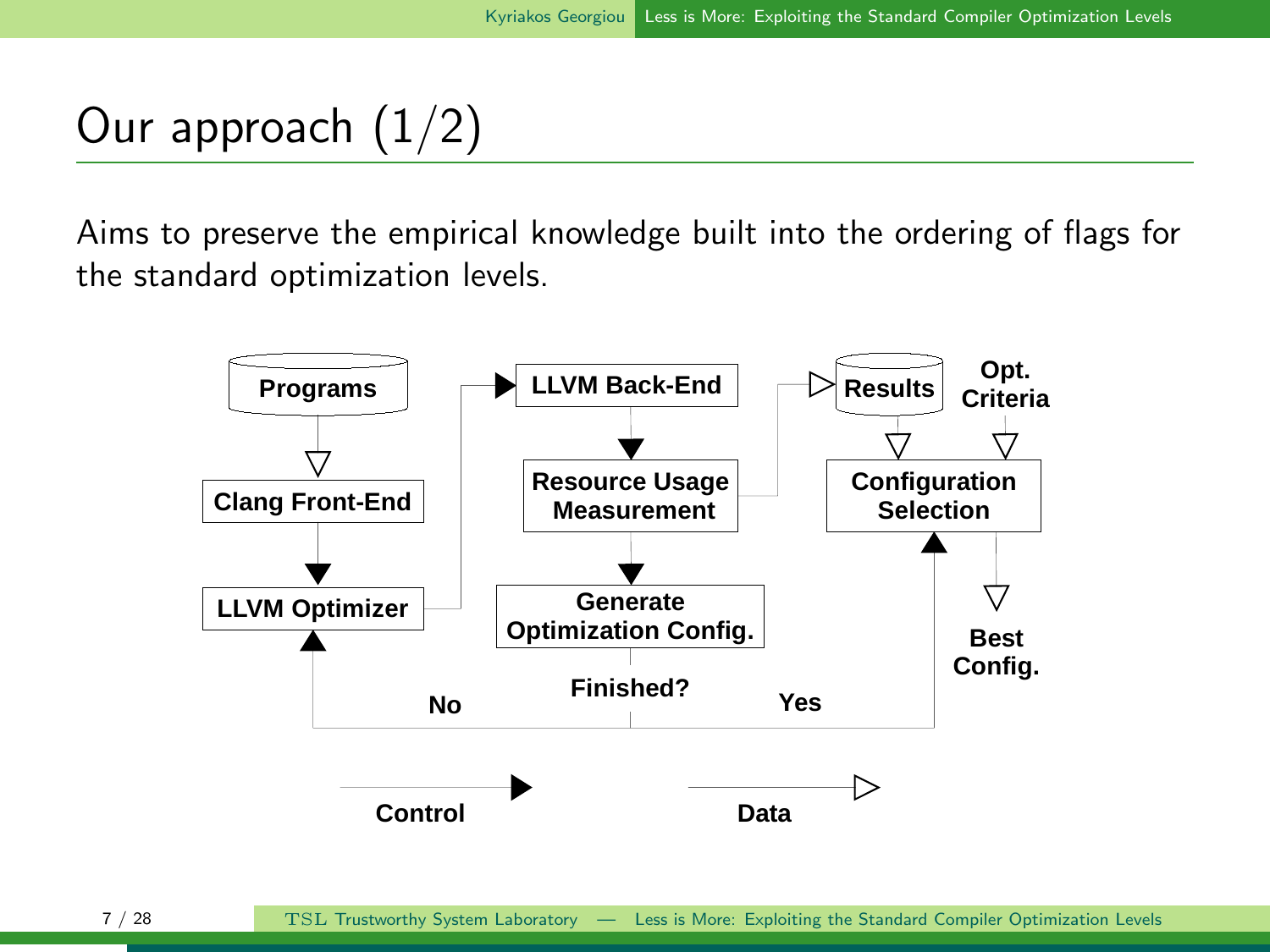# Our approach (1/2)

Aims to preserve the empirical knowledge built into the ordering of flags for the standard optimization levels.

Programs → Clang Front-End → LLVM Optimizer → LLVM Back-End → Resource Usage Measurement → Generate Optimization Config. → Finished? (No → LLVM Optimizer; Yes → Configuration Selection)

Resource Usage Measurement → Results → Configuration Selection ← Opt. Criteria

Configuration Selection → Best Config.

Control | Data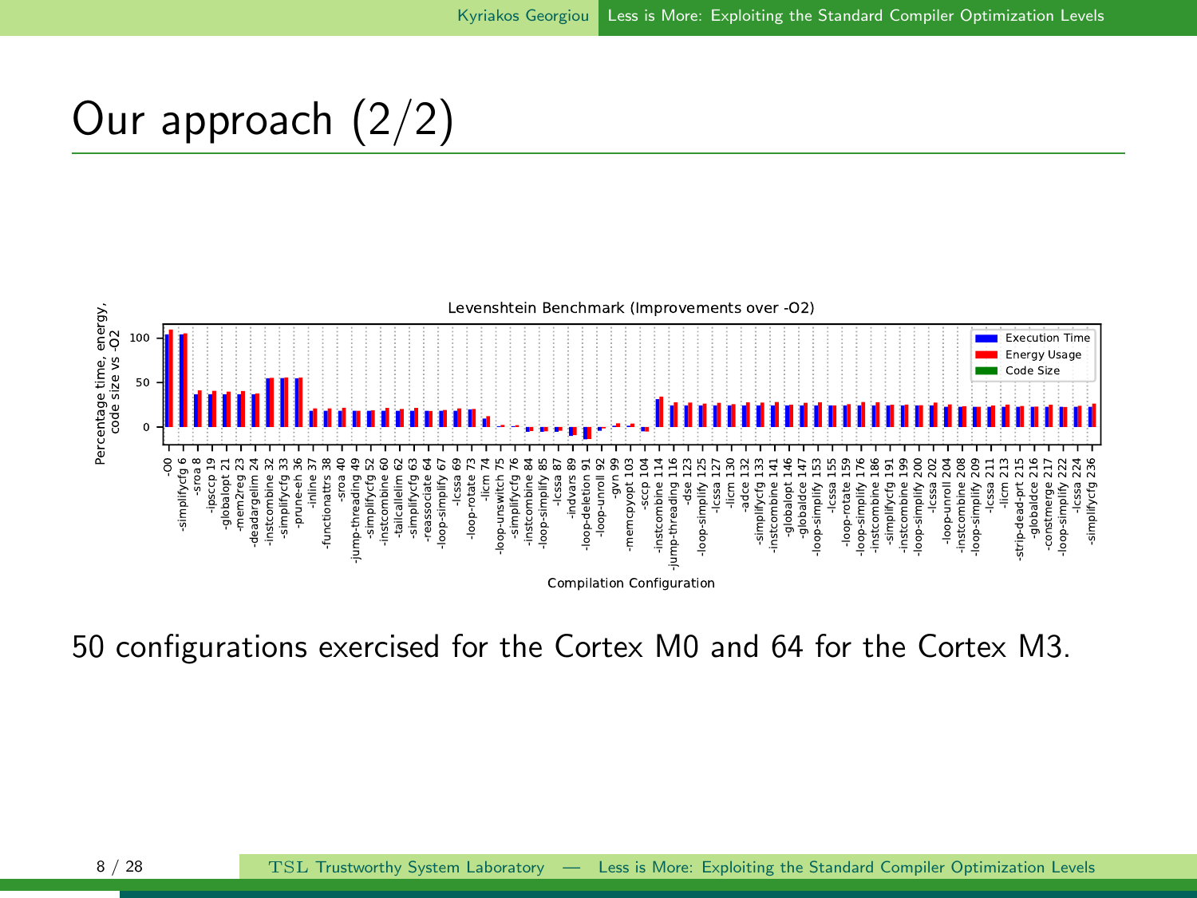# Our approach (2/2)

50 configurations exercised for the Cortex M0 and 64 for the Cortex M3.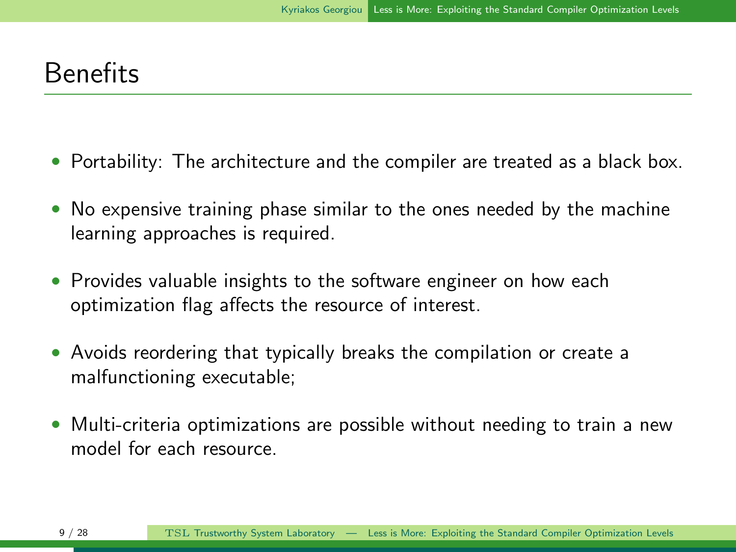# Benefits

- Portability: The architecture and the compiler are treated as a black box.
- No expensive training phase similar to the ones needed by the machine learning approaches is required.
- Provides valuable insights to the software engineer on how each optimization flag affects the resource of interest.
- Avoids reordering that typically breaks the compilation or create a malfunctioning executable;
- Multi-criteria optimizations are possible without needing to train a new model for each resource.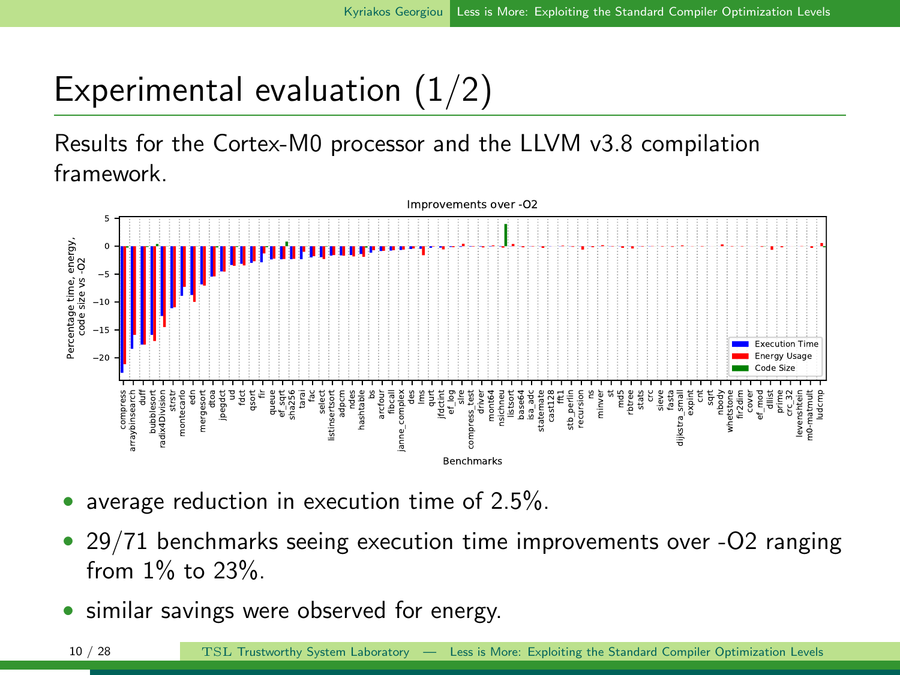# Experimental evaluation (1/2)

Results for the Cortex-M0 processor and the LLVM v3.8 compilation framework.

- average reduction in execution time of 2.5%.
- 29/71 benchmarks seeing execution time improvements over -O2 ranging from 1% to 23%.
- similar savings were observed for energy.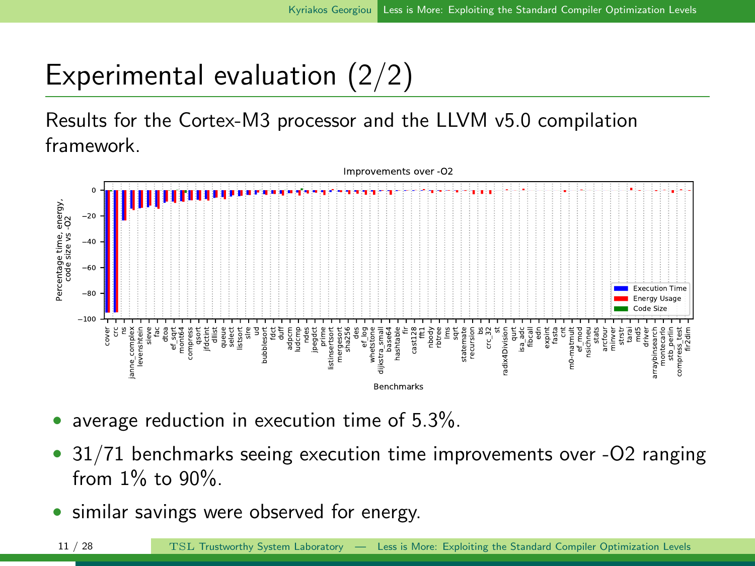# Experimental evaluation (2/2)

Results for the Cortex-M3 processor and the LLVM v5.0 compilation framework.

- average reduction in execution time of 5.3%.
- 31/71 benchmarks seeing execution time improvements over -O2 ranging from 1% to 90%.
- similar savings were observed for energy.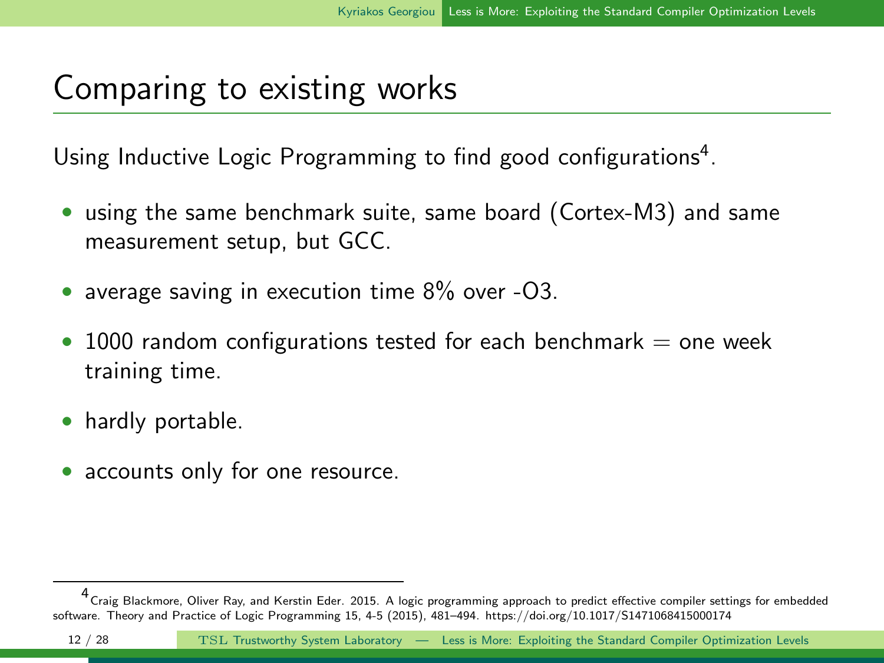# Comparing to existing works

Using Inductive Logic Programming to find good configurations[4].

- using the same benchmark suite, same board (Cortex-M3) and same measurement setup, but GCC.
- average saving in execution time 8% over -O3.
- 1000 random configurations tested for each benchmark = one week training time.
- hardly portable.
- accounts only for one resource.

[4] Craig Blackmore, Oliver Ray, and Kerstin Eder. 2015. A logic programming approach to predict effective compiler settings for embedded software. Theory and Practice of Logic Programming 15, 4-5 (2015), 481–494. https://doi.org/10.1017/S1471068415000174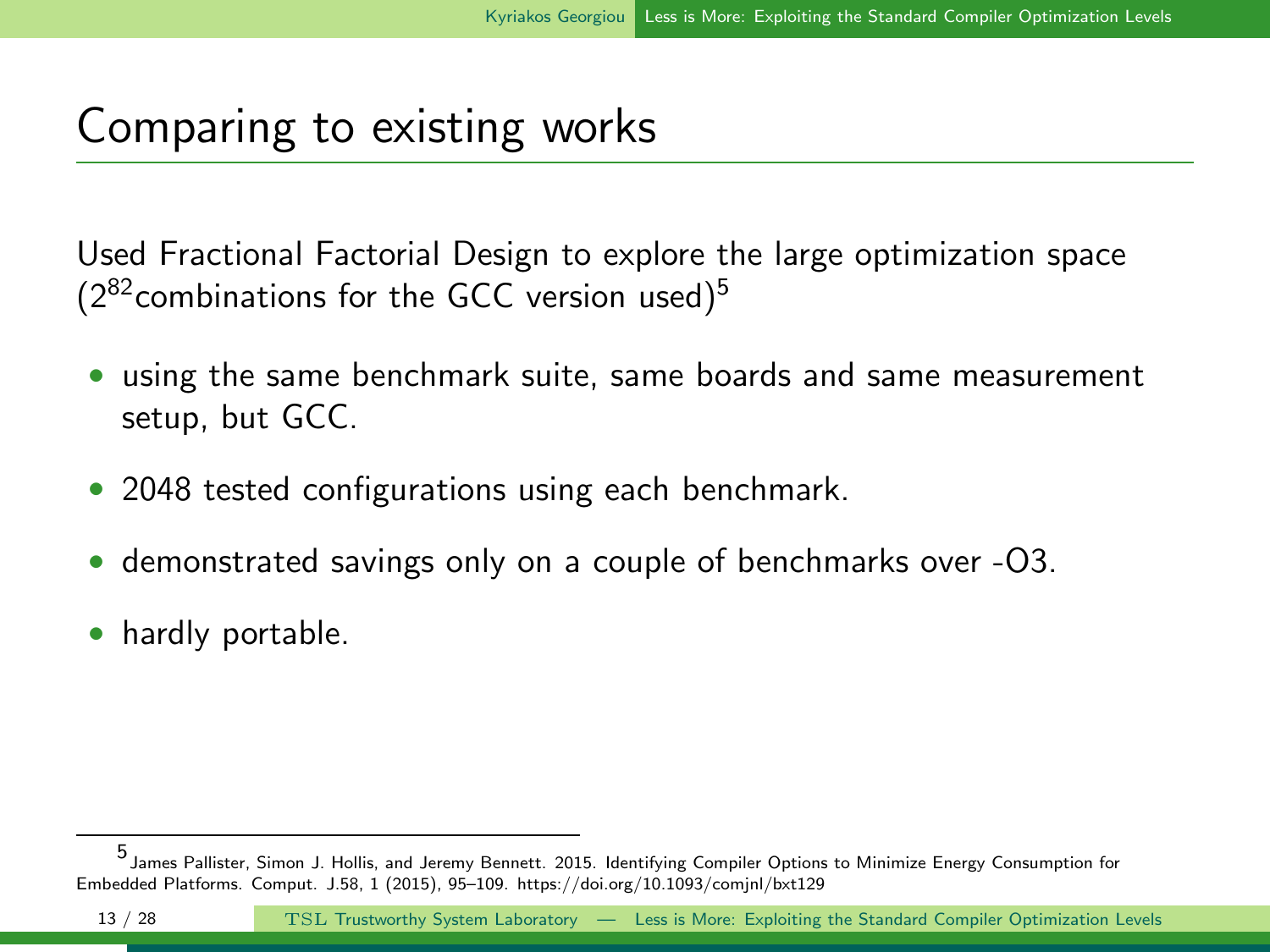# Comparing to existing works

Used Fractional Factorial Design to explore the large optimization space ($2^{82}$combinations for the GCC version used)[5]

- using the same benchmark suite, same boards and same measurement setup, but GCC.
- 2048 tested configurations using each benchmark.
- demonstrated savings only on a couple of benchmarks over -O3.
- hardly portable.

---

[5] James Pallister, Simon J. Hollis, and Jeremy Bennett. 2015. Identifying Compiler Options to Minimize Energy Consumption for Embedded Platforms. Comput. J.58, 1 (2015), 95–109. https://doi.org/10.1093/comjnl/bxt129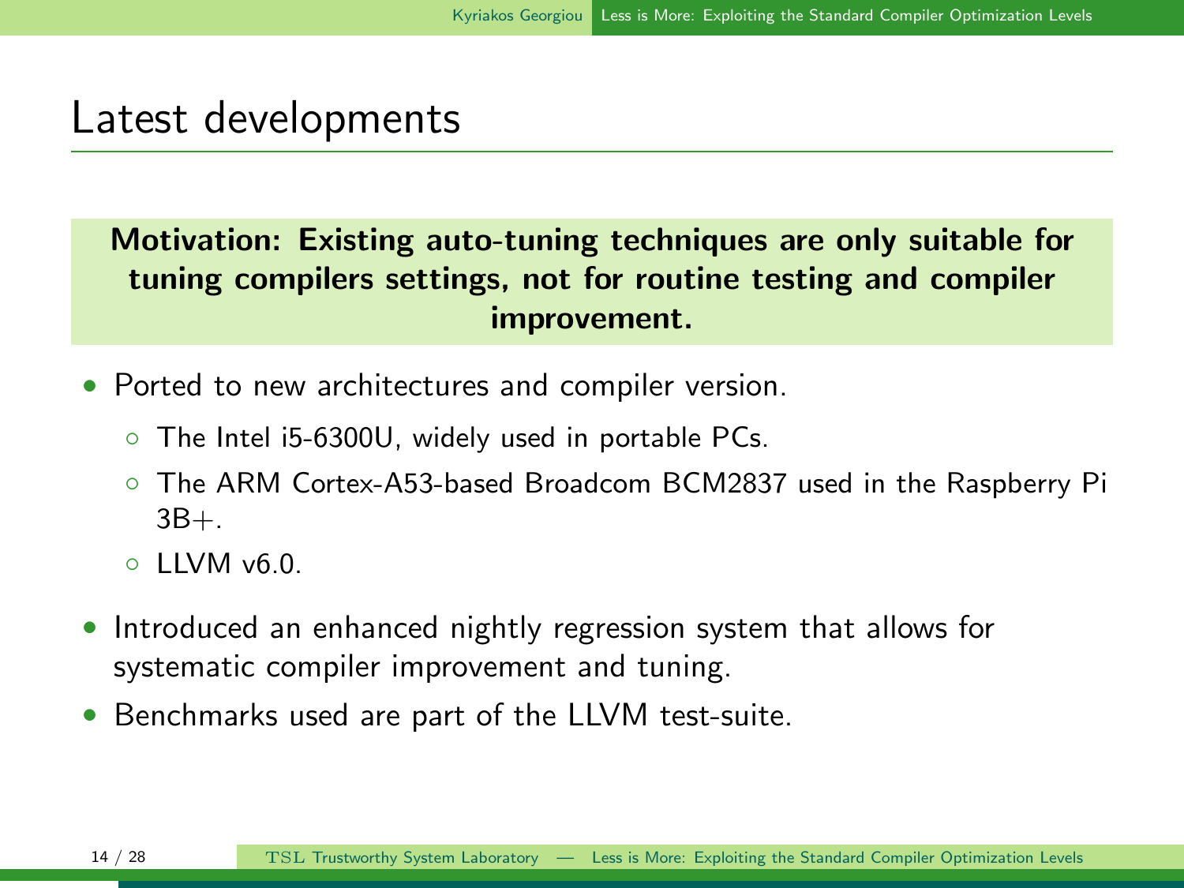# Latest developments

**Motivation: Existing auto-tuning techniques are only suitable for tuning compilers settings, not for routine testing and compiler improvement.**

- Ported to new architectures and compiler version.
  - The Intel i5-6300U, widely used in portable PCs.
  - The ARM Cortex-A53-based Broadcom BCM2837 used in the Raspberry Pi 3B+.
  - LLVM v6.0.
- Introduced an enhanced nightly regression system that allows for systematic compiler improvement and tuning.
- Benchmarks used are part of the LLVM test-suite.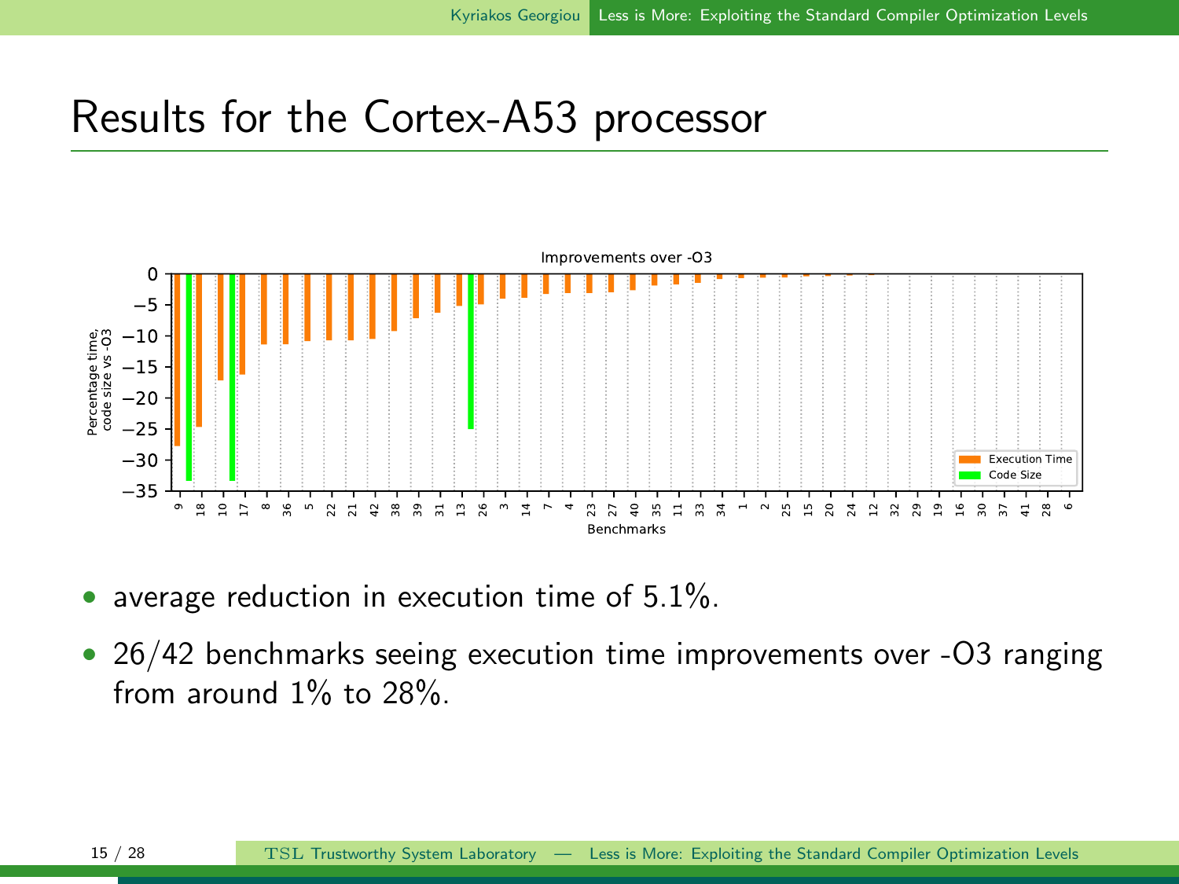# Results for the Cortex-A53 processor

- average reduction in execution time of 5.1%.
- 26/42 benchmarks seeing execution time improvements over -O3 ranging from around 1% to 28%.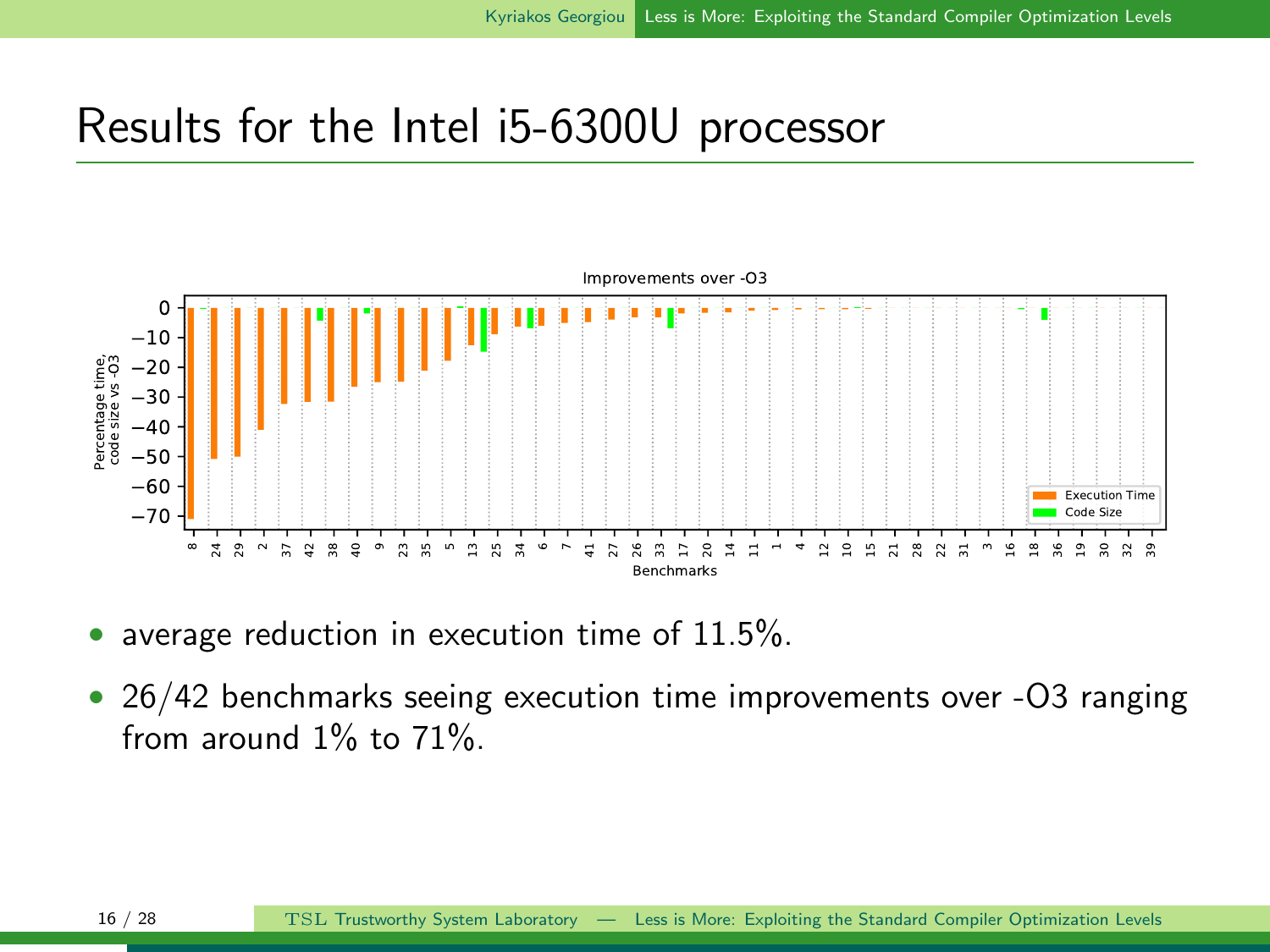# Results for the Intel i5-6300U processor

- average reduction in execution time of 11.5%.
- 26/42 benchmarks seeing execution time improvements over -O3 ranging from around 1% to 71%.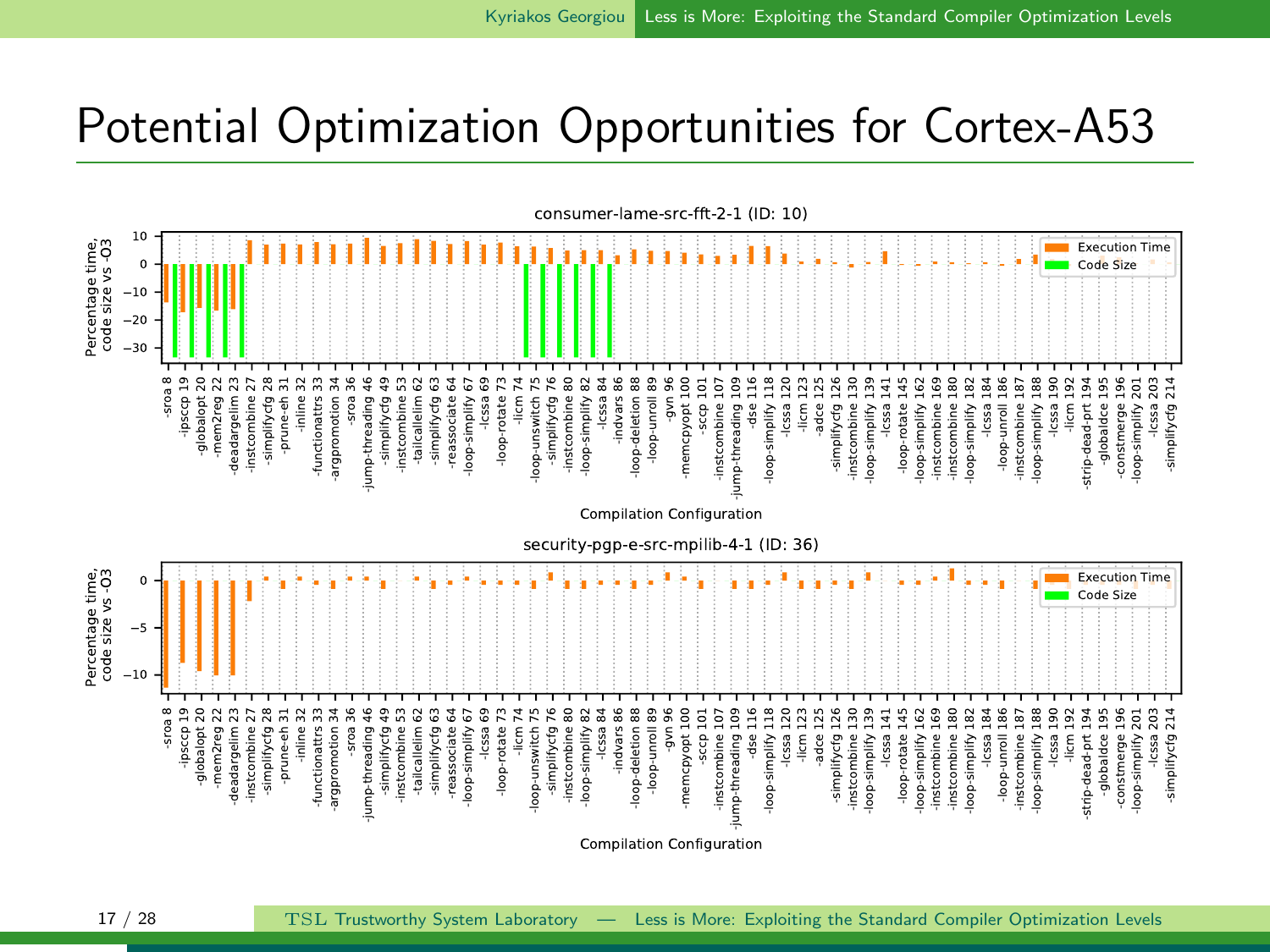# Potential Optimization Opportunities for Cortex-A53

consumer-lame-src-fft-2-1 (ID: 10)

security-pgp-e-src-mpilib-4-1 (ID: 36)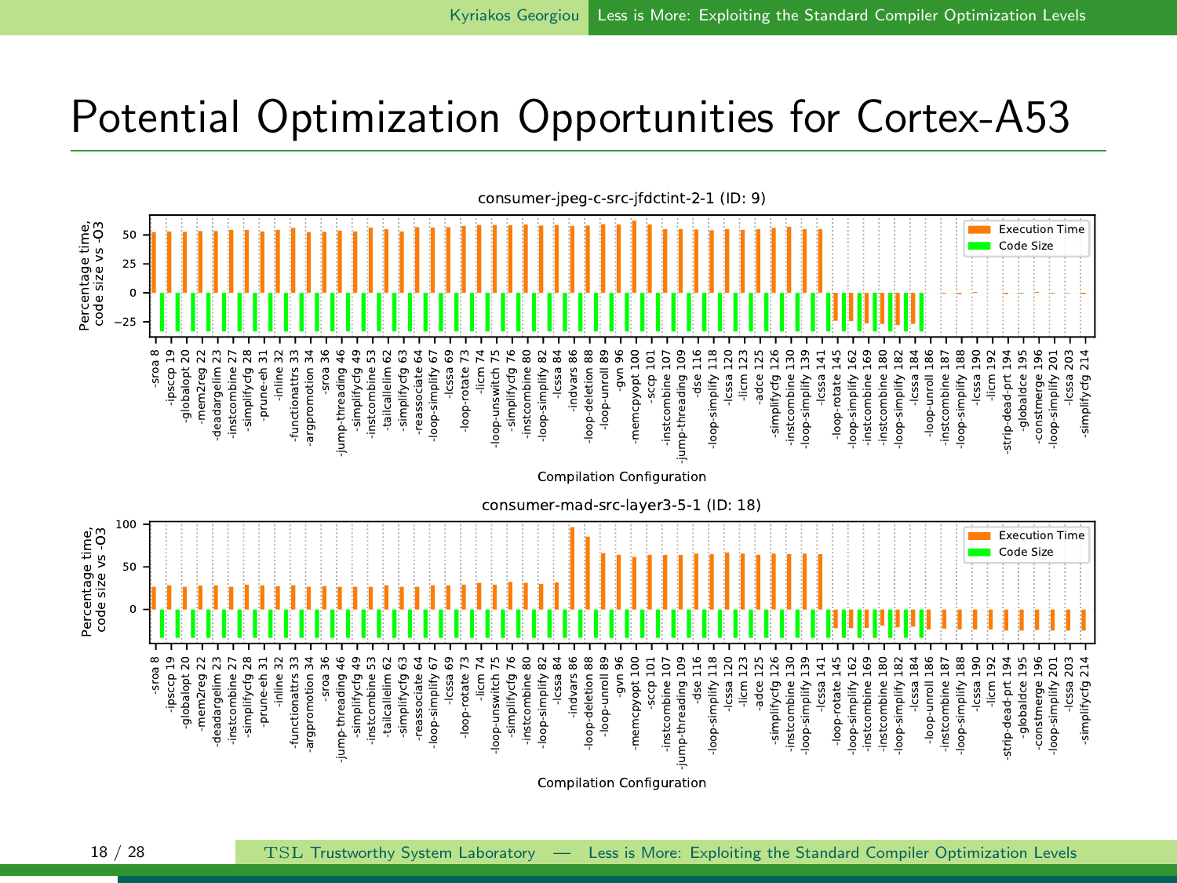# Potential Optimization Opportunities for Cortex-A53

consumer-jpeg-c-src-jfdctint-2-1 (ID: 9)

consumer-mad-src-layer3-5-1 (ID: 18)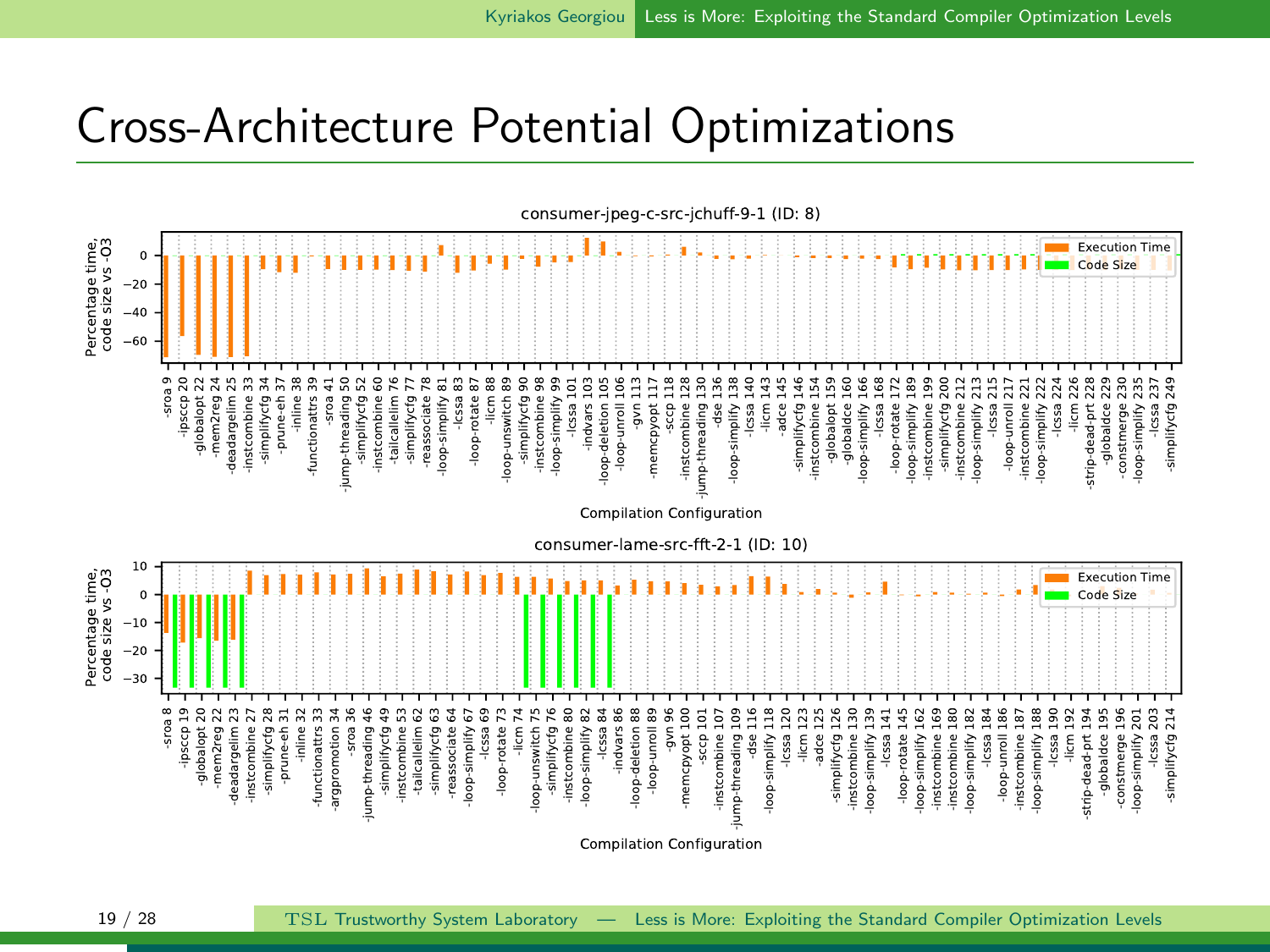# Cross-Architecture Potential Optimizations

consumer-jpeg-c-src-jchuff-9-1 (ID: 8)

Percentage time, code size vs -O3

Execution Time
Code Size

-sroa 9, -ipsccp 20, -globalopt 22, -mem2reg 24, -deadargelim 25, -instcombine 33, -simplifycfg 34, -prune-eh 37, -inline 38, -functionattrs 39, -sroa 41, -jump-threading 50, -simplifycfg 52, -instcombine 60, -tailcallelim 76, -simplifycfg 77, -reassociate 78, -loop-simplify 81, -lcssa 83, -loop-rotate 87, -licm 88, -loop-unswitch 89, -simplifycfg 90, -instcombine 98, -loop-simplify 99, -lcssa 101, -indvars 103, -loop-deletion 105, -loop-unroll 106, -gvn 113, -memcpyopt 117, -sccp 118, -instcombine 128, -jump-threading 130, -dse 136, -loop-simplify 138, -lcssa 140, -licm 143, -adce 145, -simplifycfg 146, -instcombine 154, -globalopt 159, -globaldce 160, -loop-simplify 166, -lcssa 168, -loop-rotate 172, -loop-simplify 189, -instcombine 199, -simplifycfg 200, -instcombine 212, -loop-simplify 213, -lcssa 215, -loop-unroll 217, -instcombine 221, -loop-simplify 222, -lcssa 224, -licm 226, -strip-dead-prt 228, -globaldce 229, -constmerge 230, -loop-simplify 235, -lcssa 237, -simplifycfg 249

Compilation Configuration

consumer-lame-src-fft-2-1 (ID: 10)

Percentage time, code size vs -O3

Execution Time
Code Size

-sroa 8, -ipsccp 19, -globalopt 20, -mem2reg 22, -deadargelim 23, -instcombine 27, -simplifycfg 28, -prune-eh 31, -inline 32, -functionattrs 33, -argpromotion 34, -sroa 36, -jump-threading 46, -simplifycfg 49, -instcombine 53, -tailcallelim 62, -simplifycfg 63, -reassociate 64, -loop-simplify 67, -lcssa 69, -loop-rotate 73, -licm 74, -loop-unswitch 75, -simplifycfg 76, -instcombine 80, -loop-simplify 82, -lcssa 84, -indvars 86, -loop-deletion 88, -loop-unroll 89, -gvn 96, -memcpyopt 100, -sccp 101, -instcombine 107, -jump-threading 109, -dse 116, -loop-simplify 118, -lcssa 120, -licm 123, -adce 125, -simplifycfg 126, -instcombine 130, -loop-simplify 139, -lcssa 141, -loop-rotate 145, -loop-simplify 162, -instcombine 169, -instcombine 180, -loop-simplify 182, -lcssa 184, -loop-unroll 186, -instcombine 187, -loop-simplify 188, -lcssa 190, -licm 192, -strip-dead-prt 194, -globaldce 195, -constmerge 196, -loop-simplify 201, -lcssa 203, -simplifycfg 214

Compilation Configuration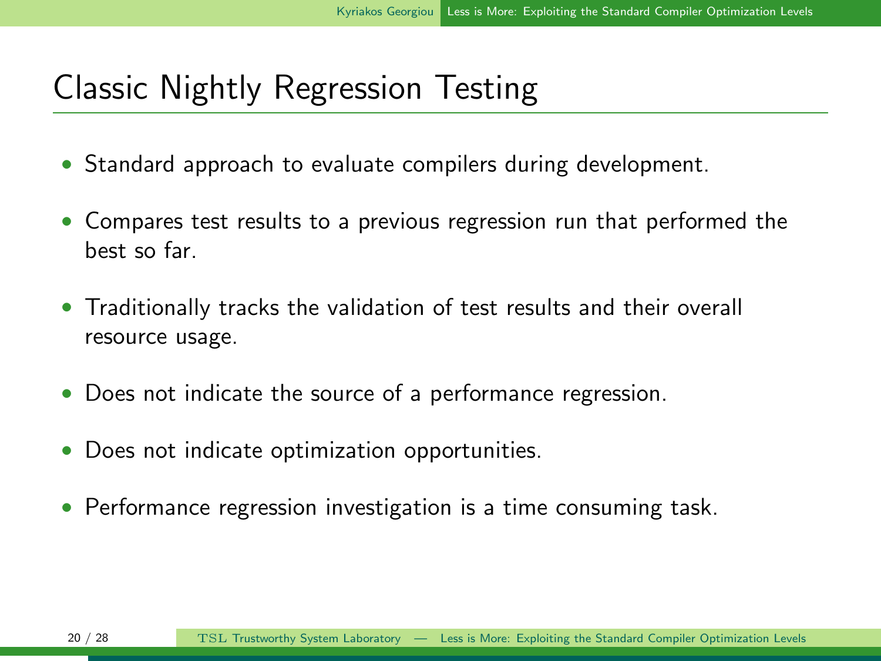# Classic Nightly Regression Testing

- Standard approach to evaluate compilers during development.
- Compares test results to a previous regression run that performed the best so far.
- Traditionally tracks the validation of test results and their overall resource usage.
- Does not indicate the source of a performance regression.
- Does not indicate optimization opportunities.
- Performance regression investigation is a time consuming task.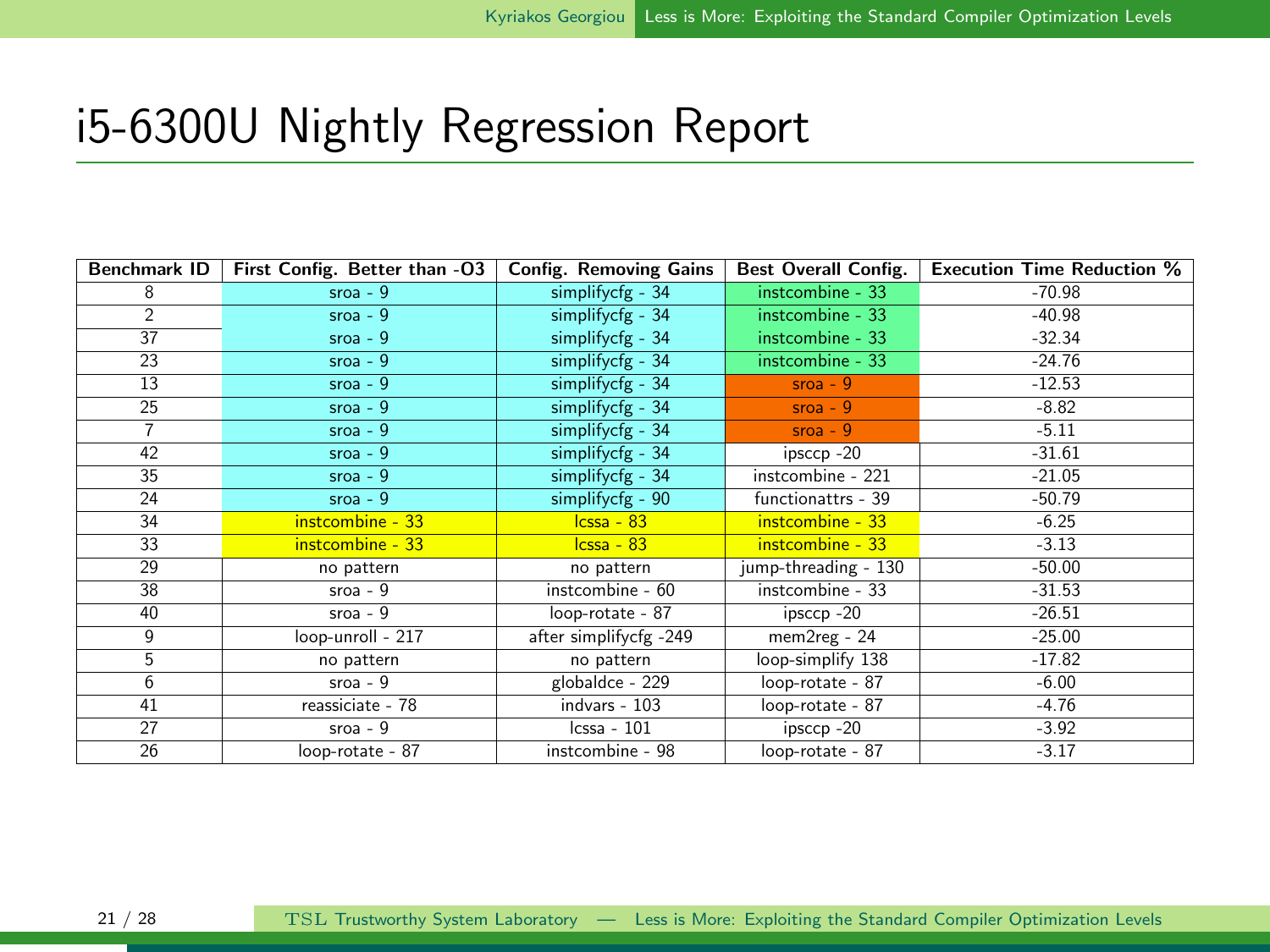# i5-6300U Nightly Regression Report

| Benchmark ID | First Config. Better than -O3 | Config. Removing Gains | Best Overall Config. | Execution Time Reduction % |
|---|---|---|---|---|
| 8 | sroa - 9 | simplifycfg - 34 | instcombine - 33 | -70.98 |
| 2 | sroa - 9 | simplifycfg - 34 | instcombine - 33 | -40.98 |
| 37 | sroa - 9 | simplifycfg - 34 | instcombine - 33 | -32.34 |
| 23 | sroa - 9 | simplifycfg - 34 | instcombine - 33 | -24.76 |
| 13 | sroa - 9 | simplifycfg - 34 | sroa - 9 | -12.53 |
| 25 | sroa - 9 | simplifycfg - 34 | sroa - 9 | -8.82 |
| 7 | sroa - 9 | simplifycfg - 34 | sroa - 9 | -5.11 |
| 42 | sroa - 9 | simplifycfg - 34 | ipsccp -20 | -31.61 |
| 35 | sroa - 9 | simplifycfg - 34 | instcombine - 221 | -21.05 |
| 24 | sroa - 9 | simplifycfg - 90 | functionattrs - 39 | -50.79 |
| 34 | instcombine - 33 | lcssa - 83 | instcombine - 33 | -6.25 |
| 33 | instcombine - 33 | lcssa - 83 | instcombine - 33 | -3.13 |
| 29 | no pattern | no pattern | jump-threading - 130 | -50.00 |
| 38 | sroa - 9 | instcombine - 60 | instcombine - 33 | -31.53 |
| 40 | sroa - 9 | loop-rotate - 87 | ipsccp -20 | -26.51 |
| 9 | loop-unroll - 217 | after simplifycfg -249 | mem2reg - 24 | -25.00 |
| 5 | no pattern | no pattern | loop-simplify 138 | -17.82 |
| 6 | sroa - 9 | globaldce - 229 | loop-rotate - 87 | -6.00 |
| 41 | reassiciate - 78 | indvars - 103 | loop-rotate - 87 | -4.76 |
| 27 | sroa - 9 | lcssa - 101 | ipsccp -20 | -3.92 |
| 26 | loop-rotate - 87 | instcombine - 98 | loop-rotate - 87 | -3.17 |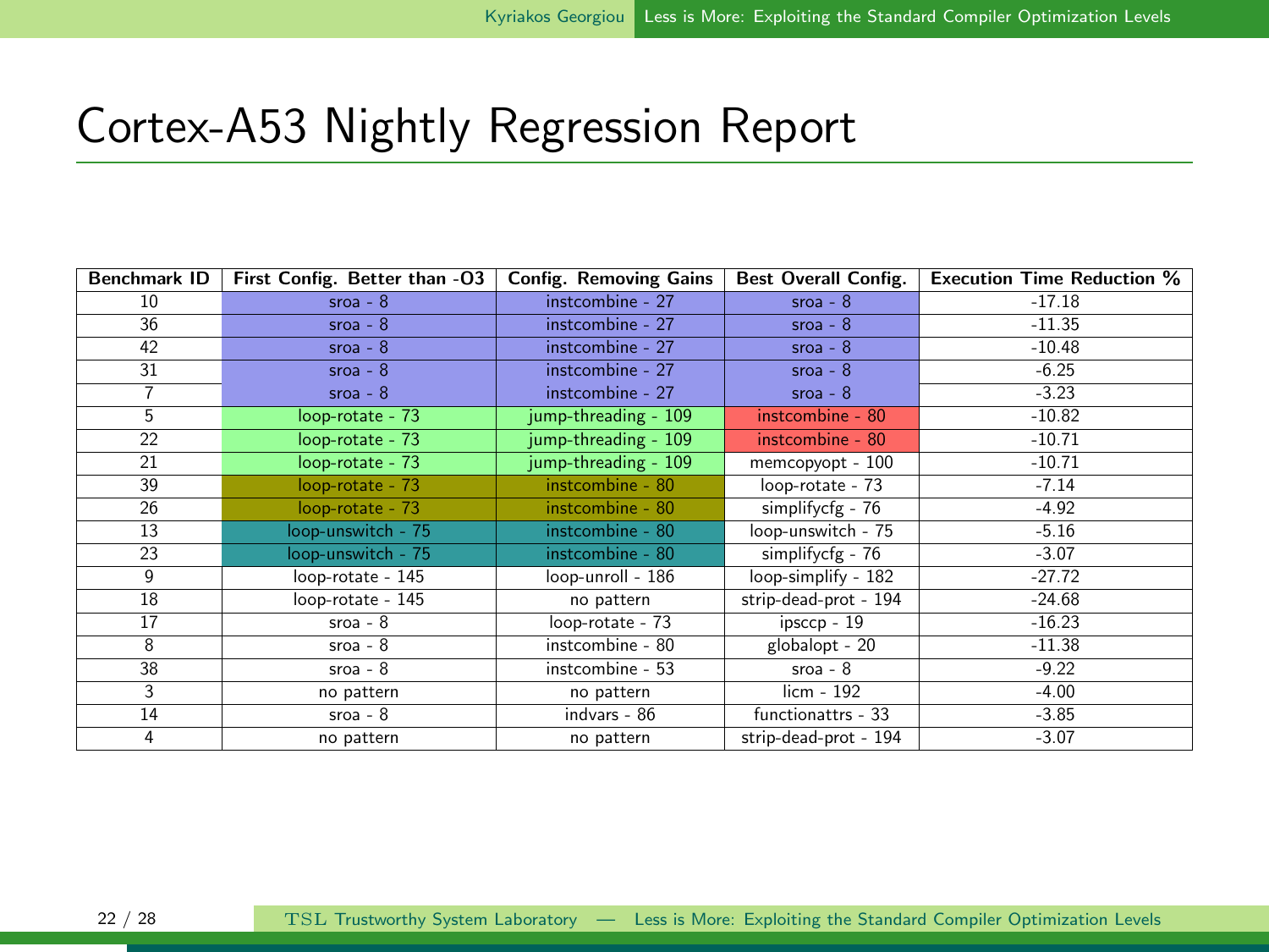# Cortex-A53 Nightly Regression Report

| Benchmark ID | First Config. Better than -O3 | Config. Removing Gains | Best Overall Config. | Execution Time Reduction % |
|---|---|---|---|---|
| 10 | sroa - 8 | instcombine - 27 | sroa - 8 | -17.18 |
| 36 | sroa - 8 | instcombine - 27 | sroa - 8 | -11.35 |
| 42 | sroa - 8 | instcombine - 27 | sroa - 8 | -10.48 |
| 31 | sroa - 8 | instcombine - 27 | sroa - 8 | -6.25 |
| 7 | sroa - 8 | instcombine - 27 | sroa - 8 | -3.23 |
| 5 | loop-rotate - 73 | jump-threading - 109 | instcombine - 80 | -10.82 |
| 22 | loop-rotate - 73 | jump-threading - 109 | instcombine - 80 | -10.71 |
| 21 | loop-rotate - 73 | jump-threading - 109 | memcopyopt - 100 | -10.71 |
| 39 | loop-rotate - 73 | instcombine - 80 | loop-rotate - 73 | -7.14 |
| 26 | loop-rotate - 73 | instcombine - 80 | simplifycfg - 76 | -4.92 |
| 13 | loop-unswitch - 75 | instcombine - 80 | loop-unswitch - 75 | -5.16 |
| 23 | loop-unswitch - 75 | instcombine - 80 | simplifycfg - 76 | -3.07 |
| 9 | loop-rotate - 145 | loop-unroll - 186 | loop-simplify - 182 | -27.72 |
| 18 | loop-rotate - 145 | no pattern | strip-dead-prot - 194 | -24.68 |
| 17 | sroa - 8 | loop-rotate - 73 | ipsccp - 19 | -16.23 |
| 8 | sroa - 8 | instcombine - 80 | globalopt - 20 | -11.38 |
| 38 | sroa - 8 | instcombine - 53 | sroa - 8 | -9.22 |
| 3 | no pattern | no pattern | licm - 192 | -4.00 |
| 14 | sroa - 8 | indvars - 86 | functionattrs - 33 | -3.85 |
| 4 | no pattern | no pattern | strip-dead-prot - 194 | -3.07 |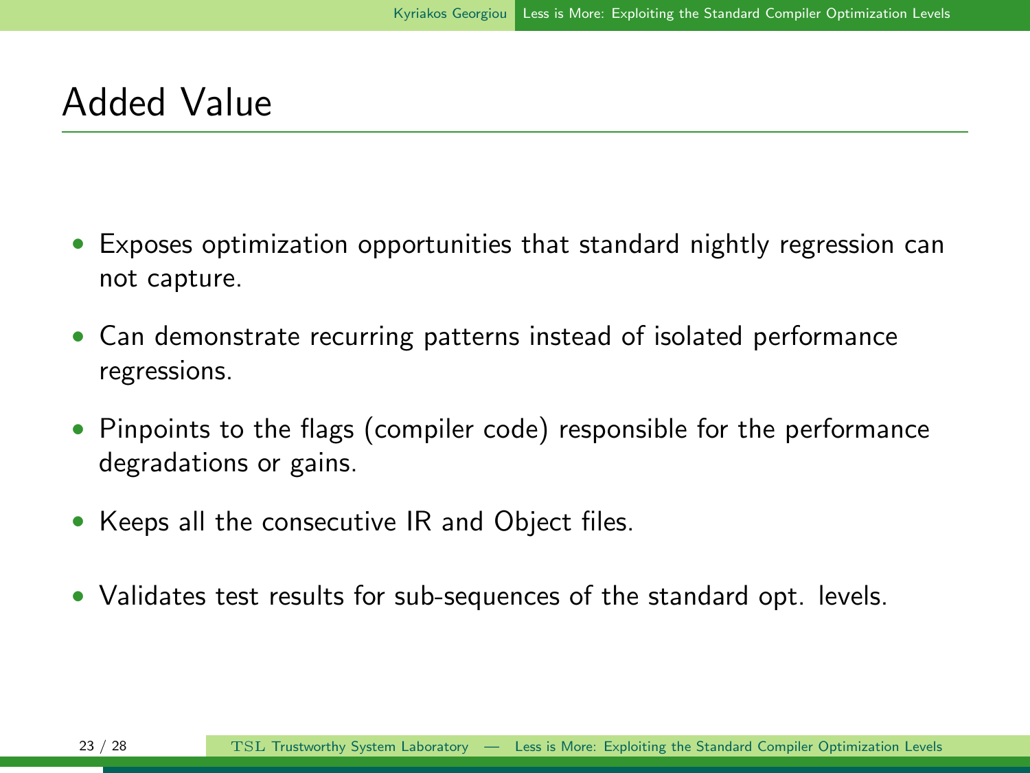# Added Value

- Exposes optimization opportunities that standard nightly regression can not capture.
- Can demonstrate recurring patterns instead of isolated performance regressions.
- Pinpoints to the flags (compiler code) responsible for the performance degradations or gains.
- Keeps all the consecutive IR and Object files.
- Validates test results for sub-sequences of the standard opt. levels.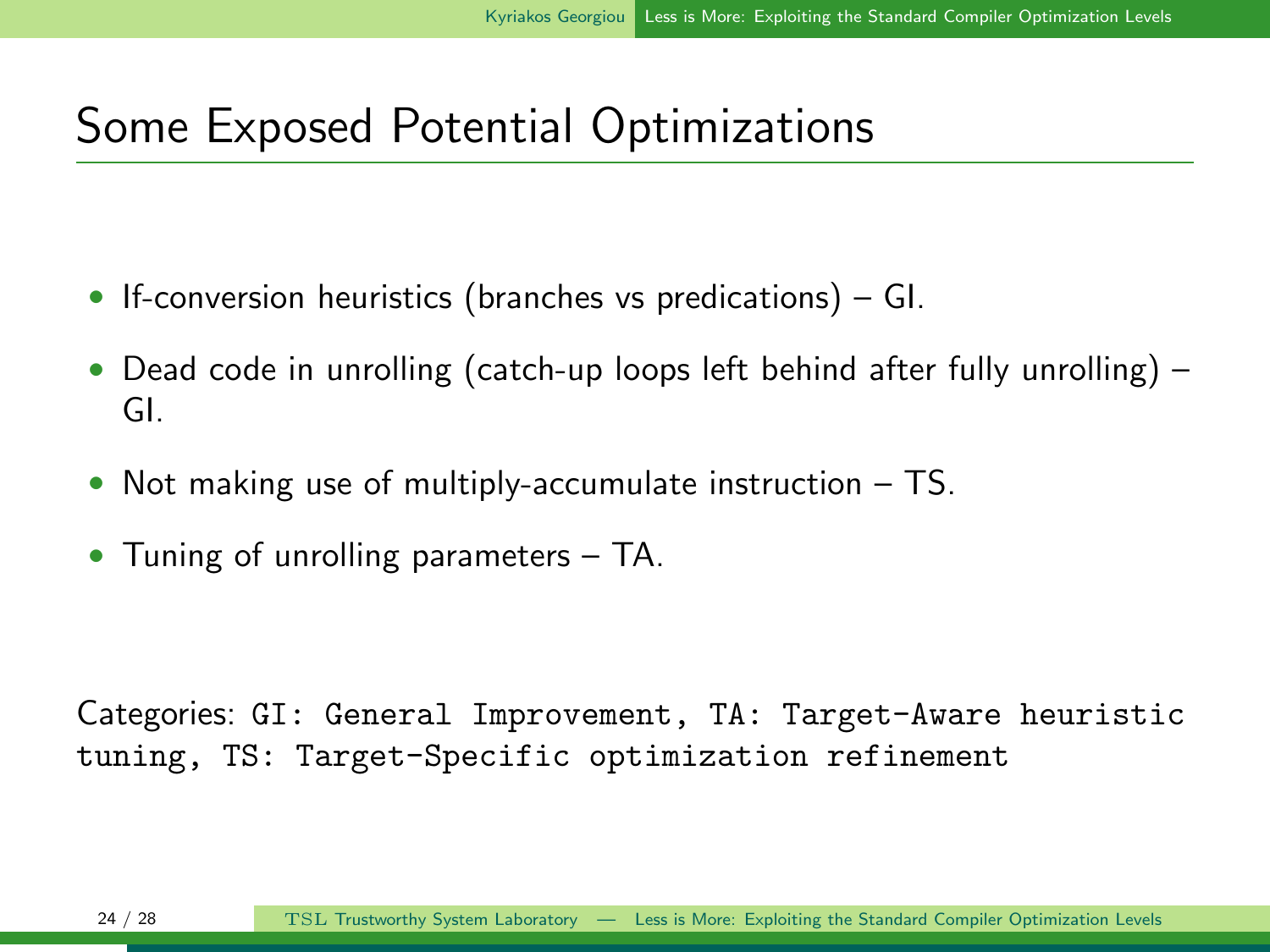# Some Exposed Potential Optimizations

- If-conversion heuristics (branches vs predications) – GI.
- Dead code in unrolling (catch-up loops left behind after fully unrolling) – GI.
- Not making use of multiply-accumulate instruction – TS.
- Tuning of unrolling parameters – TA.

Categories: `GI: General Improvement, TA: Target-Aware heuristic tuning, TS: Target-Specific optimization refinement`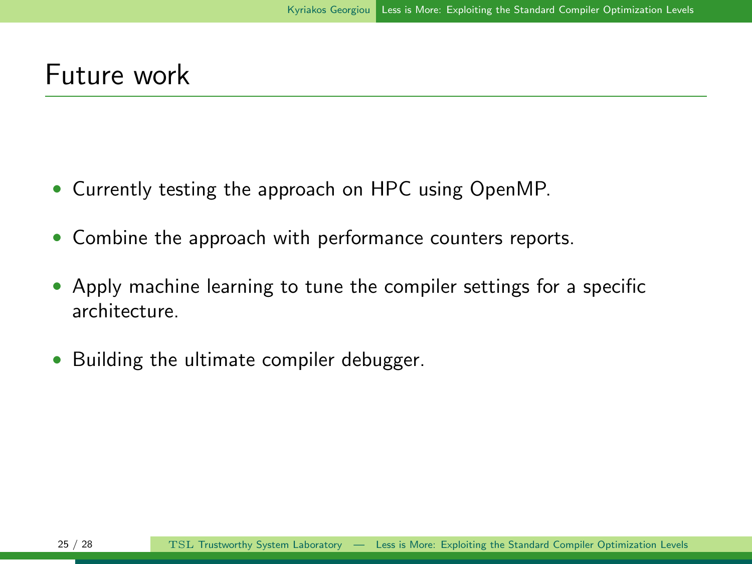# Future work

- Currently testing the approach on HPC using OpenMP.
- Combine the approach with performance counters reports.
- Apply machine learning to tune the compiler settings for a specific architecture.
- Building the ultimate compiler debugger.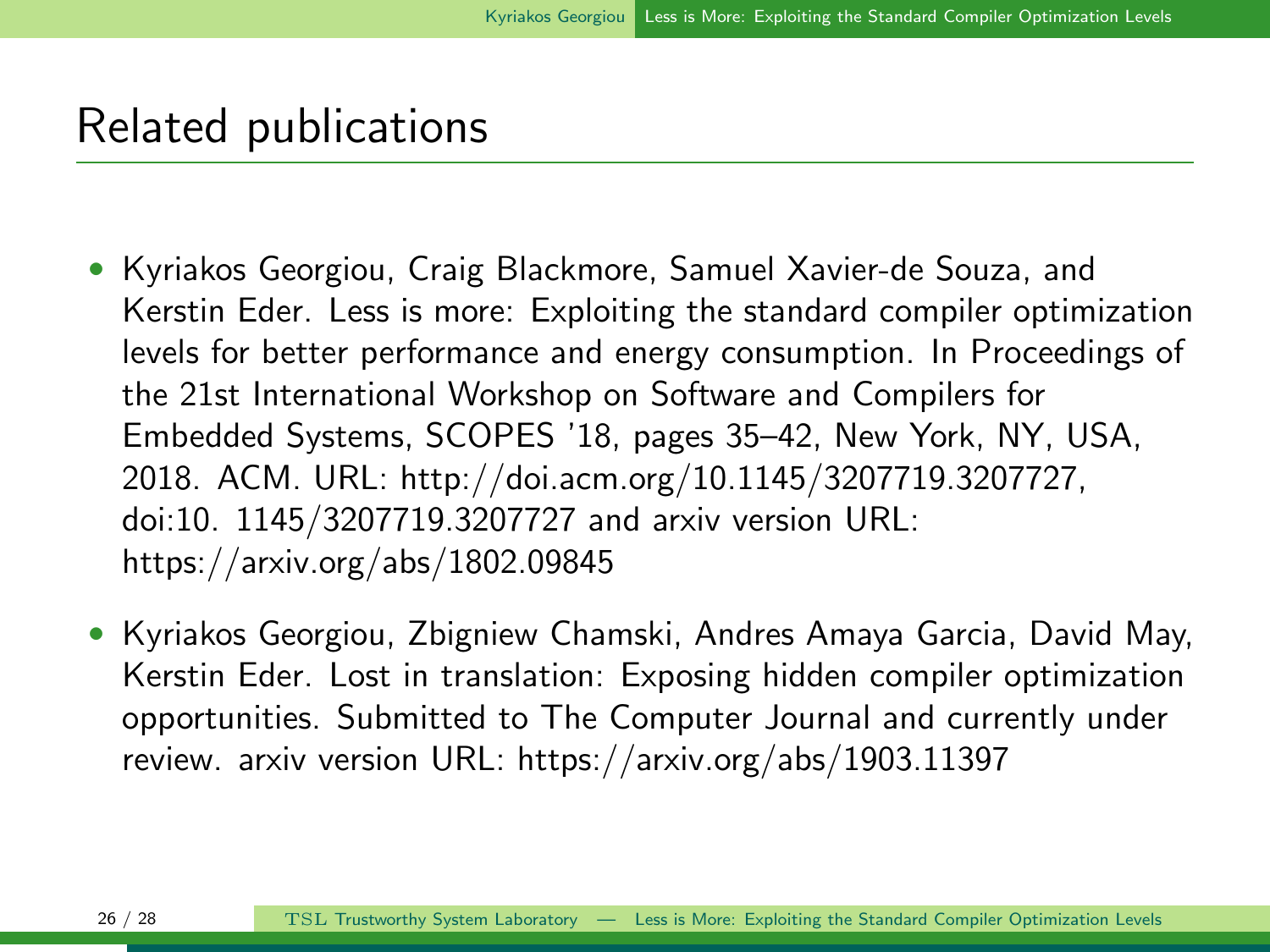## Related publications

- Kyriakos Georgiou, Craig Blackmore, Samuel Xavier-de Souza, and Kerstin Eder. Less is more: Exploiting the standard compiler optimization levels for better performance and energy consumption. In Proceedings of the 21st International Workshop on Software and Compilers for Embedded Systems, SCOPES '18, pages 35–42, New York, NY, USA, 2018. ACM. URL: http://doi.acm.org/10.1145/3207719.3207727, doi:10. 1145/3207719.3207727 and arxiv version URL: https://arxiv.org/abs/1802.09845
- Kyriakos Georgiou, Zbigniew Chamski, Andres Amaya Garcia, David May, Kerstin Eder. Lost in translation: Exposing hidden compiler optimization opportunities. Submitted to The Computer Journal and currently under review. arxiv version URL: https://arxiv.org/abs/1903.11397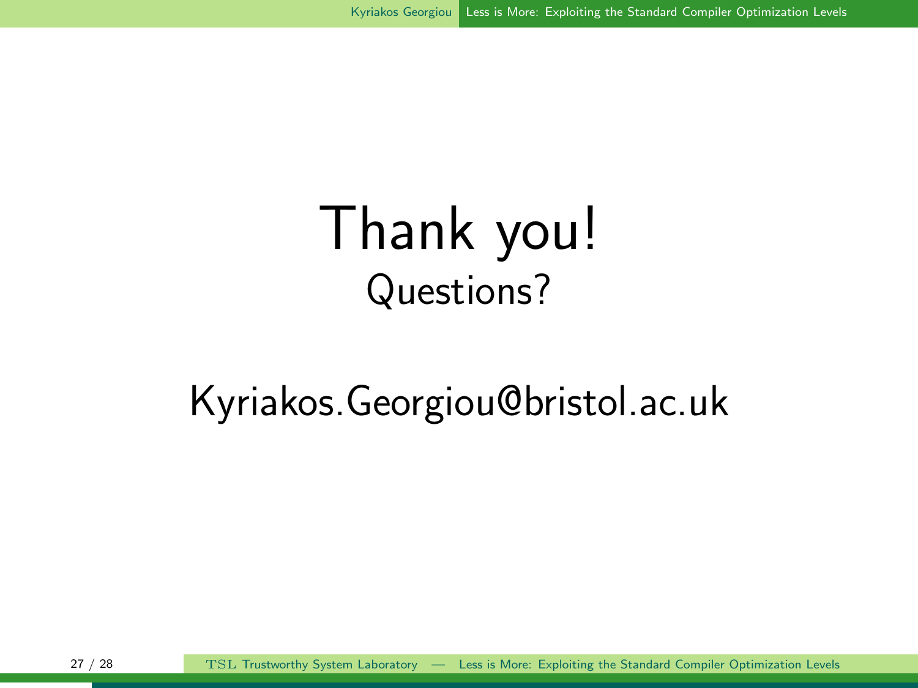# Thank you!

## Questions?

Kyriakos.Georgiou@bristol.ac.uk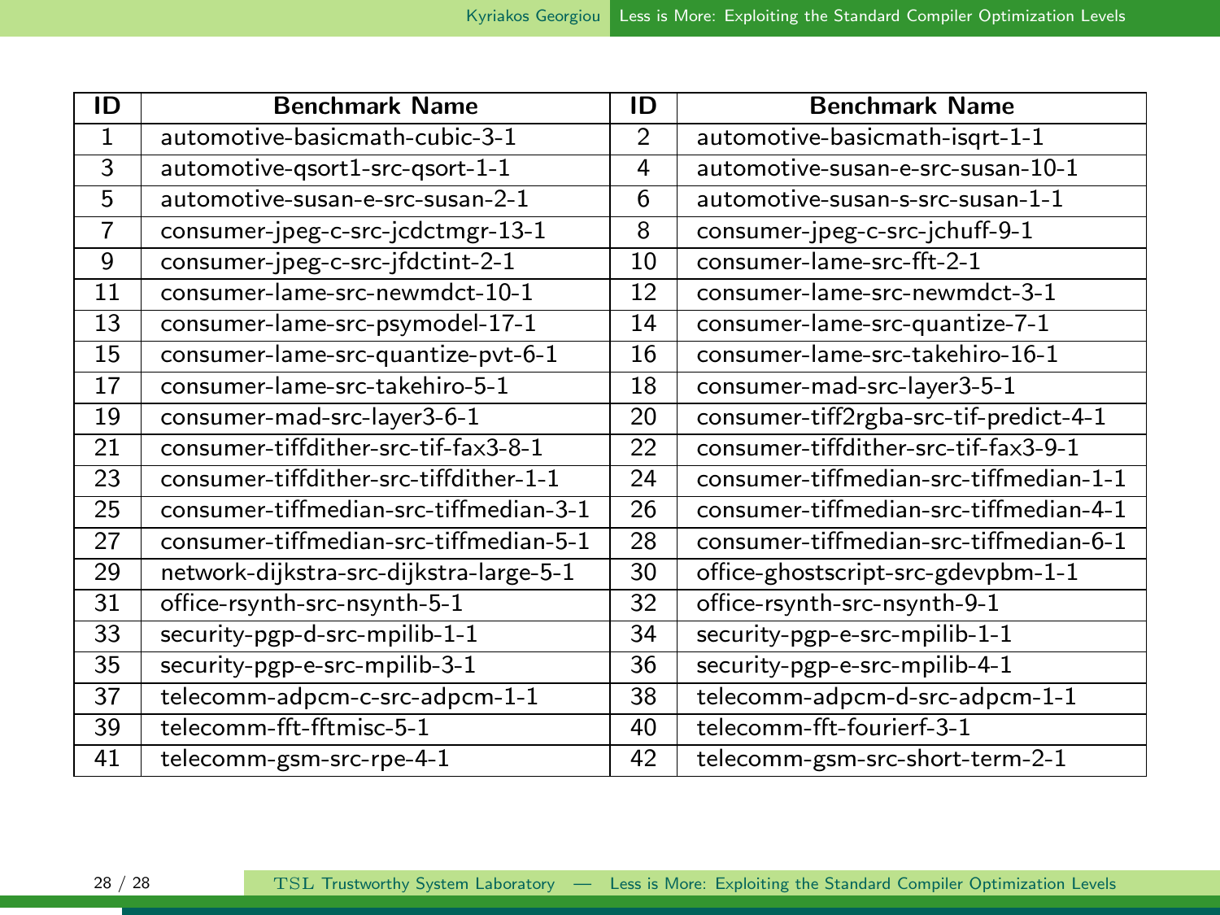| ID | Benchmark Name | ID | Benchmark Name |
|---|---|---|---|
| 1 | automotive-basicmath-cubic-3-1 | 2 | automotive-basicmath-isqrt-1-1 |
| 3 | automotive-qsort1-src-qsort-1-1 | 4 | automotive-susan-e-src-susan-10-1 |
| 5 | automotive-susan-e-src-susan-2-1 | 6 | automotive-susan-s-src-susan-1-1 |
| 7 | consumer-jpeg-c-src-jcdctmgr-13-1 | 8 | consumer-jpeg-c-src-jchuff-9-1 |
| 9 | consumer-jpeg-c-src-jfdctint-2-1 | 10 | consumer-lame-src-fft-2-1 |
| 11 | consumer-lame-src-newmdct-10-1 | 12 | consumer-lame-src-newmdct-3-1 |
| 13 | consumer-lame-src-psymodel-17-1 | 14 | consumer-lame-src-quantize-7-1 |
| 15 | consumer-lame-src-quantize-pvt-6-1 | 16 | consumer-lame-src-takehiro-16-1 |
| 17 | consumer-lame-src-takehiro-5-1 | 18 | consumer-mad-src-layer3-5-1 |
| 19 | consumer-mad-src-layer3-6-1 | 20 | consumer-tiff2rgba-src-tif-predict-4-1 |
| 21 | consumer-tiffdither-src-tif-fax3-8-1 | 22 | consumer-tiffdither-src-tif-fax3-9-1 |
| 23 | consumer-tiffdither-src-tiffdither-1-1 | 24 | consumer-tiffmedian-src-tiffmedian-1-1 |
| 25 | consumer-tiffmedian-src-tiffmedian-3-1 | 26 | consumer-tiffmedian-src-tiffmedian-4-1 |
| 27 | consumer-tiffmedian-src-tiffmedian-5-1 | 28 | consumer-tiffmedian-src-tiffmedian-6-1 |
| 29 | network-dijkstra-src-dijkstra-large-5-1 | 30 | office-ghostscript-src-gdevpbm-1-1 |
| 31 | office-rsynth-src-nsynth-5-1 | 32 | office-rsynth-src-nsynth-9-1 |
| 33 | security-pgp-d-src-mpilib-1-1 | 34 | security-pgp-e-src-mpilib-1-1 |
| 35 | security-pgp-e-src-mpilib-3-1 | 36 | security-pgp-e-src-mpilib-4-1 |
| 37 | telecomm-adpcm-c-src-adpcm-1-1 | 38 | telecomm-adpcm-d-src-adpcm-1-1 |
| 39 | telecomm-fft-fftmisc-5-1 | 40 | telecomm-fft-fourierf-3-1 |
| 41 | telecomm-gsm-src-rpe-4-1 | 42 | telecomm-gsm-src-short-term-2-1 |